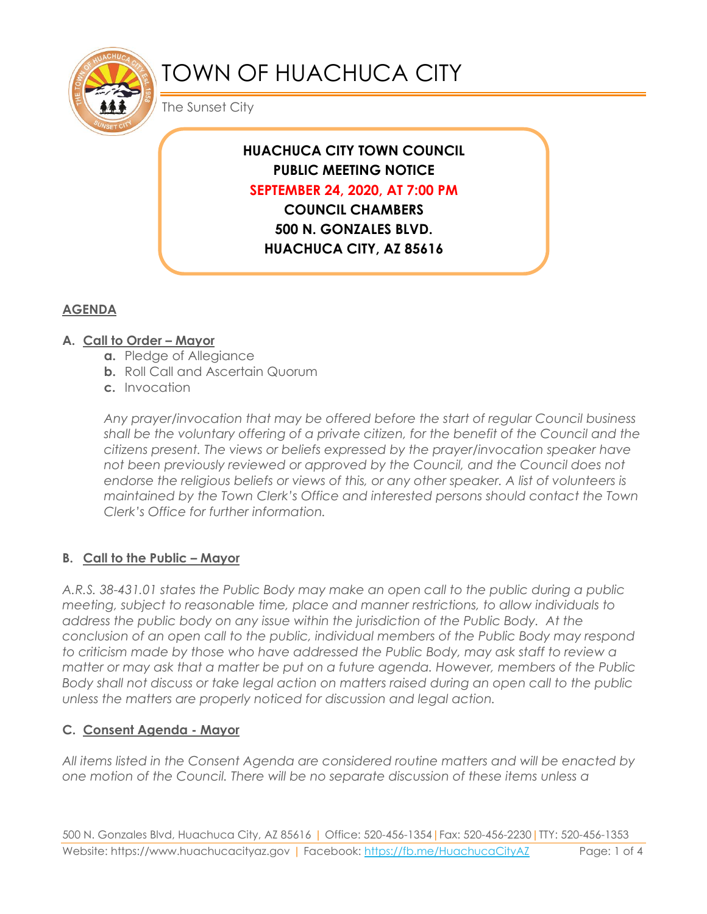# TOWN OF HUACHUCA CITY

The Sunset City

**HUACHUCA CITY TOWN COUNCIL**
**PUBLIC MEETING NOTICE**
**SEPTEMBER 24, 2020, AT 7:00 PM**
**COUNCIL CHAMBERS**
**500 N. GONZALES BLVD.**
**HUACHUCA CITY, AZ 85616**

## AGENDA

### A. Call to Order – Mayor

- **a.** Pledge of Allegiance
- **b.** Roll Call and Ascertain Quorum
- **c.** Invocation

*Any prayer/invocation that may be offered before the start of regular Council business shall be the voluntary offering of a private citizen, for the benefit of the Council and the citizens present. The views or beliefs expressed by the prayer/invocation speaker have not been previously reviewed or approved by the Council, and the Council does not endorse the religious beliefs or views of this, or any other speaker. A list of volunteers is maintained by the Town Clerk's Office and interested persons should contact the Town Clerk's Office for further information.*

### B. Call to the Public – Mayor

*A.R.S. 38-431.01 states the Public Body may make an open call to the public during a public meeting, subject to reasonable time, place and manner restrictions, to allow individuals to address the public body on any issue within the jurisdiction of the Public Body. At the conclusion of an open call to the public, individual members of the Public Body may respond to criticism made by those who have addressed the Public Body, may ask staff to review a matter or may ask that a matter be put on a future agenda. However, members of the Public Body shall not discuss or take legal action on matters raised during an open call to the public unless the matters are properly noticed for discussion and legal action.*

### C. Consent Agenda - Mayor

*All items listed in the Consent Agenda are considered routine matters and will be enacted by one motion of the Council. There will be no separate discussion of these items unless a*

500 N. Gonzales Blvd, Huachuca City, AZ 85616 | Office: 520-456-1354 | Fax: 520-456-2230 | TTY: 520-456-1353
Website: https://www.huachucacityaz.gov | Facebook: https://fb.me/HuachucaCityAZ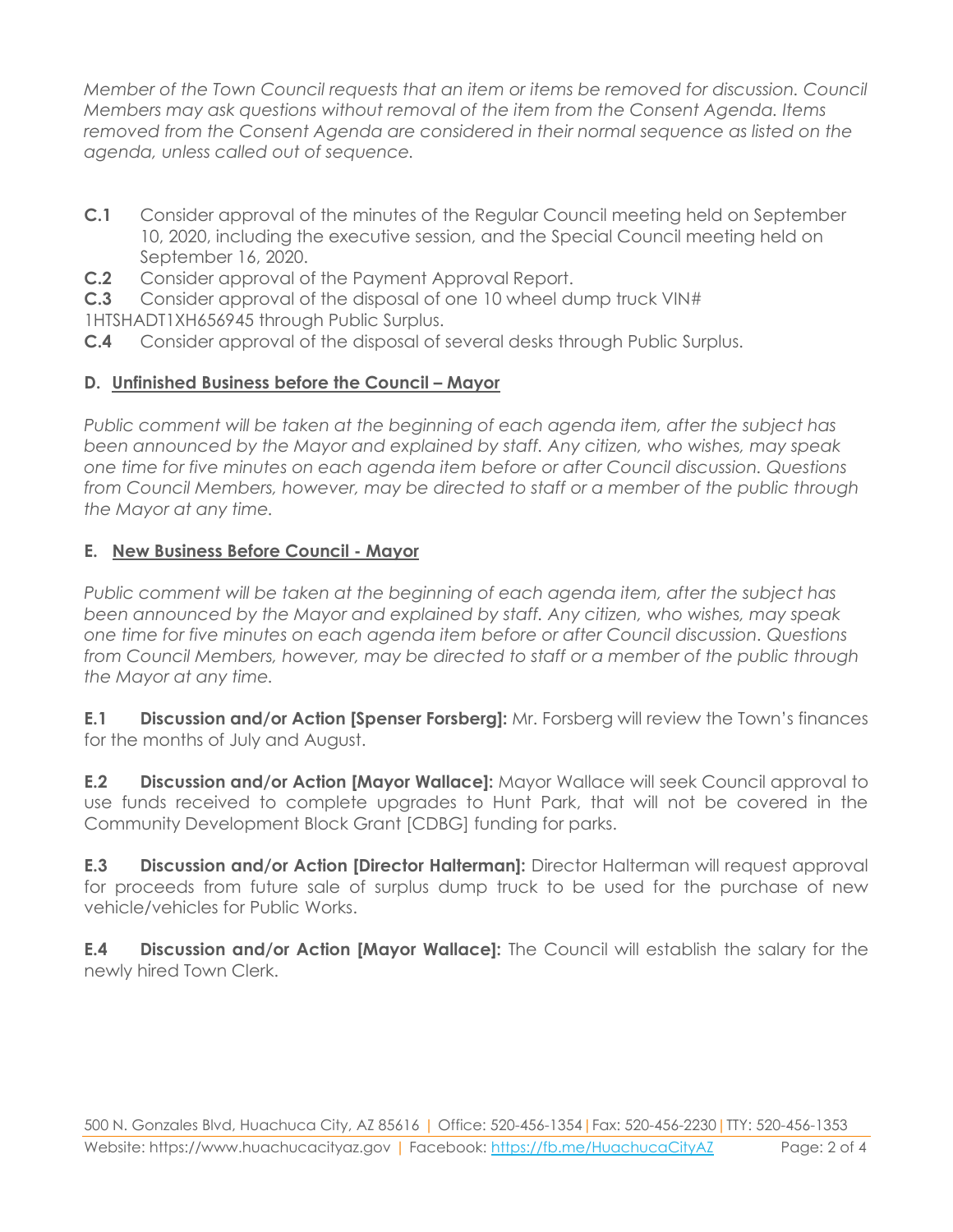*Member of the Town Council requests that an item or items be removed for discussion. Council Members may ask questions without removal of the item from the Consent Agenda. Items removed from the Consent Agenda are considered in their normal sequence as listed on the agenda, unless called out of sequence.*

**C.1** Consider approval of the minutes of the Regular Council meeting held on September 10, 2020, including the executive session, and the Special Council meeting held on September 16, 2020.

**C.2** Consider approval of the Payment Approval Report.

**C.3** Consider approval of the disposal of one 10 wheel dump truck VIN# 1HTSHADT1XH656945 through Public Surplus.

**C.4** Consider approval of the disposal of several desks through Public Surplus.

## D. Unfinished Business before the Council – Mayor

*Public comment will be taken at the beginning of each agenda item, after the subject has been announced by the Mayor and explained by staff. Any citizen, who wishes, may speak one time for five minutes on each agenda item before or after Council discussion. Questions from Council Members, however, may be directed to staff or a member of the public through the Mayor at any time.*

## E. New Business Before Council - Mayor

*Public comment will be taken at the beginning of each agenda item, after the subject has been announced by the Mayor and explained by staff. Any citizen, who wishes, may speak one time for five minutes on each agenda item before or after Council discussion. Questions from Council Members, however, may be directed to staff or a member of the public through the Mayor at any time.*

**E.1 Discussion and/or Action [Spenser Forsberg]:** Mr. Forsberg will review the Town's finances for the months of July and August.

**E.2 Discussion and/or Action [Mayor Wallace]:** Mayor Wallace will seek Council approval to use funds received to complete upgrades to Hunt Park, that will not be covered in the Community Development Block Grant [CDBG] funding for parks.

**E.3 Discussion and/or Action [Director Halterman]:** Director Halterman will request approval for proceeds from future sale of surplus dump truck to be used for the purchase of new vehicle/vehicles for Public Works.

**E.4 Discussion and/or Action [Mayor Wallace]:** The Council will establish the salary for the newly hired Town Clerk.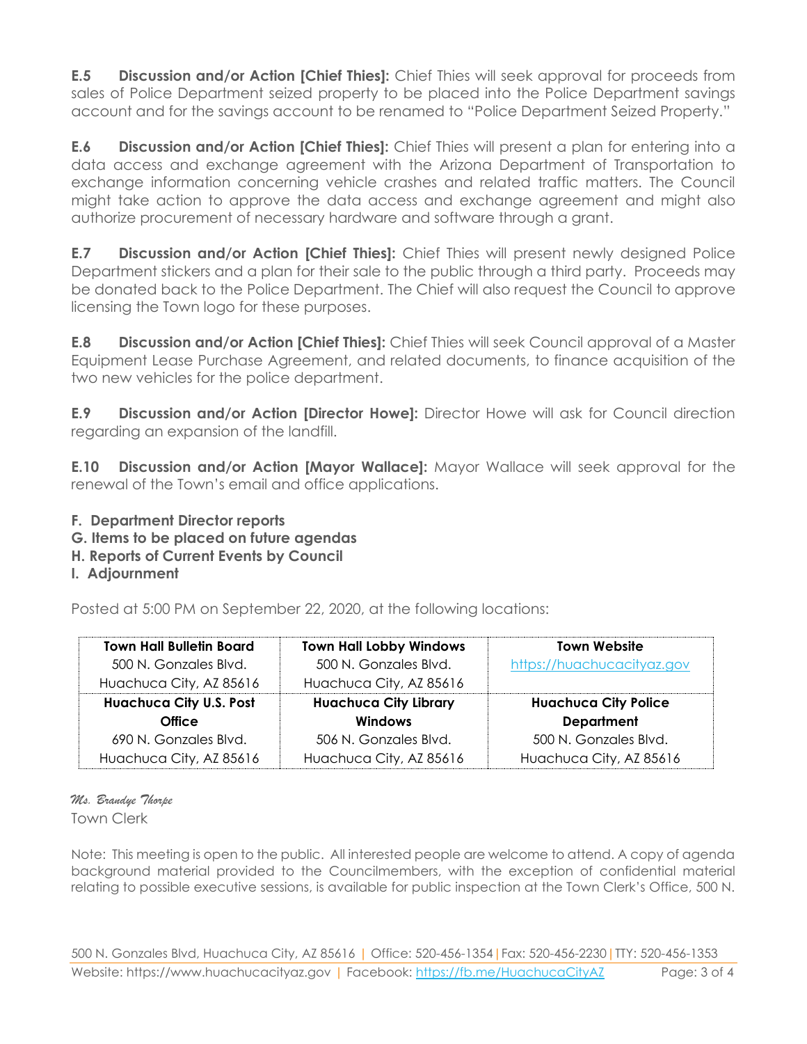**E.5 Discussion and/or Action [Chief Thies]:** Chief Thies will seek approval for proceeds from sales of Police Department seized property to be placed into the Police Department savings account and for the savings account to be renamed to "Police Department Seized Property."

**E.6 Discussion and/or Action [Chief Thies]:** Chief Thies will present a plan for entering into a data access and exchange agreement with the Arizona Department of Transportation to exchange information concerning vehicle crashes and related traffic matters. The Council might take action to approve the data access and exchange agreement and might also authorize procurement of necessary hardware and software through a grant.

**E.7 Discussion and/or Action [Chief Thies]:** Chief Thies will present newly designed Police Department stickers and a plan for their sale to the public through a third party. Proceeds may be donated back to the Police Department. The Chief will also request the Council to approve licensing the Town logo for these purposes.

**E.8 Discussion and/or Action [Chief Thies]:** Chief Thies will seek Council approval of a Master Equipment Lease Purchase Agreement, and related documents, to finance acquisition of the two new vehicles for the police department.

**E.9 Discussion and/or Action [Director Howe]:** Director Howe will ask for Council direction regarding an expansion of the landfill.

**E.10 Discussion and/or Action [Mayor Wallace]:** Mayor Wallace will seek approval for the renewal of the Town's email and office applications.

**F. Department Director reports**
**G. Items to be placed on future agendas**
**H. Reports of Current Events by Council**
**I. Adjournment**

Posted at 5:00 PM on September 22, 2020, at the following locations:

| **Town Hall Bulletin Board** 500 N. Gonzales Blvd. Huachuca City, AZ 85616 | **Town Hall Lobby Windows** 500 N. Gonzales Blvd. Huachuca City, AZ 85616 | **Town Website** https://huachucacityaz.gov |
|---|---|---|
| **Huachuca City U.S. Post Office** 690 N. Gonzales Blvd. Huachuca City, AZ 85616 | **Huachuca City Library Windows** 506 N. Gonzales Blvd. Huachuca City, AZ 85616 | **Huachuca City Police Department** 500 N. Gonzales Blvd. Huachuca City, AZ 85616 |

*Ms. Brandye Thorpe*
Town Clerk

Note: This meeting is open to the public. All interested people are welcome to attend. A copy of agenda background material provided to the Councilmembers, with the exception of confidential material relating to possible executive sessions, is available for public inspection at the Town Clerk's Office, 500 N.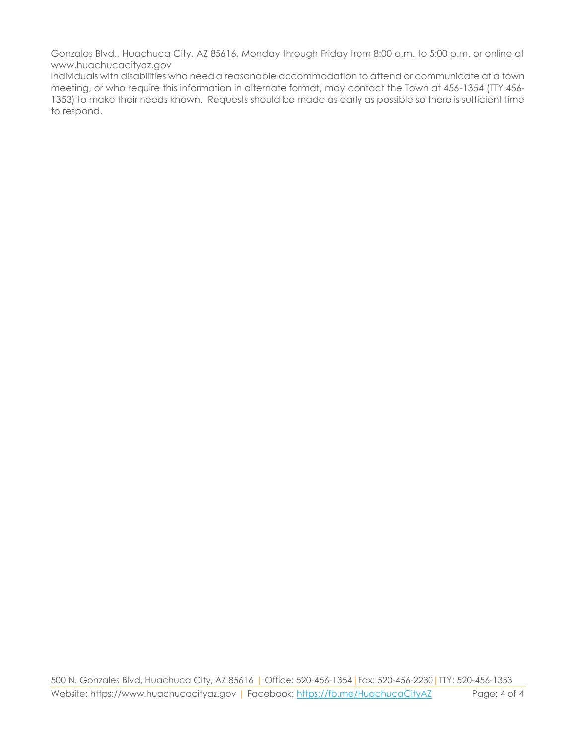Gonzales Blvd., Huachuca City, AZ 85616, Monday through Friday from 8:00 a.m. to 5:00 p.m. or online at www.huachucacityaz.gov

Individuals with disabilities who need a reasonable accommodation to attend or communicate at a town meeting, or who require this information in alternate format, may contact the Town at 456-1354 (TTY 456-1353) to make their needs known. Requests should be made as early as possible so there is sufficient time to respond.